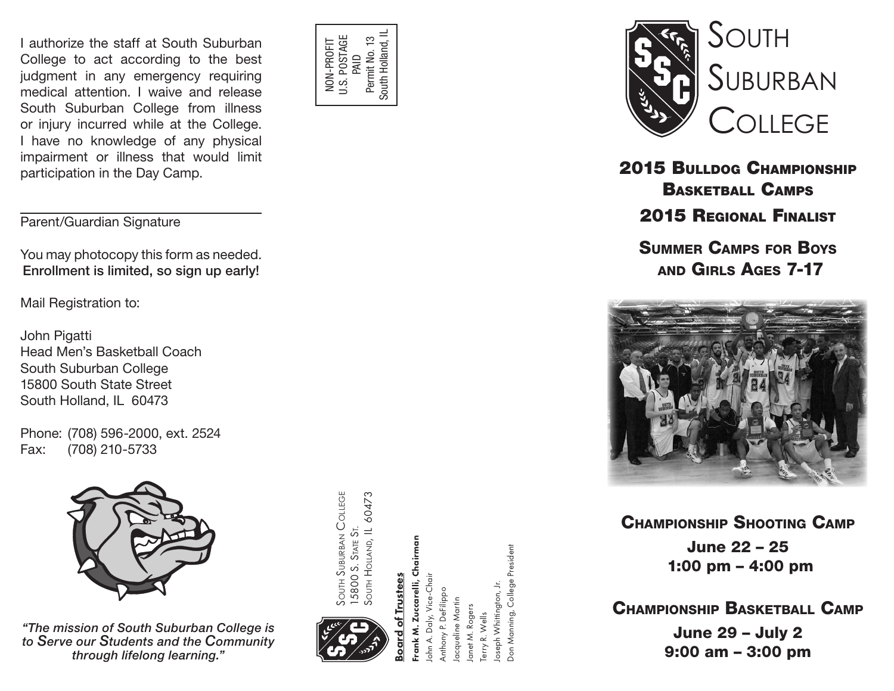I authorize the staff at South Suburban College to act according to the best judgment in any emergency requiring medical attention. I waive and release South Suburban College from illness or injury incurred while at the College. I have no knowledge of any physical impairment or illness that would limit participation in the Day Camp.

______________________________
Parent/Guardian Signature

You may photocopy this form as needed.
**Enrollment is limited, so sign up early!**

Mail Registration to:

John Pigatti
Head Men's Basketball Coach
South Suburban College
15800 South State Street
South Holland, IL 60473

Phone: (708) 596-2000, ext. 2524
Fax: (708) 210-5733

*"The mission of South Suburban College is to Serve our Students and the Community through lifelong learning."*

NON-PROFIT
U.S. POSTAGE
PAID
Permit No. 13
South Holland, IL

South Suburban College
15800 S. State St.
South Holland, IL 60473

**Board of Trustees**

**Frank M. Zuccarelli, Chairman**
John A. Daly, Vice-Chair
Anthony P. DeFilippo
Jacqueline Martin
Janet M. Rogers
Terry R. Wells
Joseph Whittington, Jr.
Don Manning, College President

# South Suburban College

## 2015 Bulldog Championship Basketball Camps

## 2015 Regional Finalist

## Summer Camps for Boys and Girls Ages 7-17

### Championship Shooting Camp

**June 22 – 25**
**1:00 pm – 4:00 pm**

### Championship Basketball Camp

**June 29 – July 2**
**9:00 am – 3:00 pm**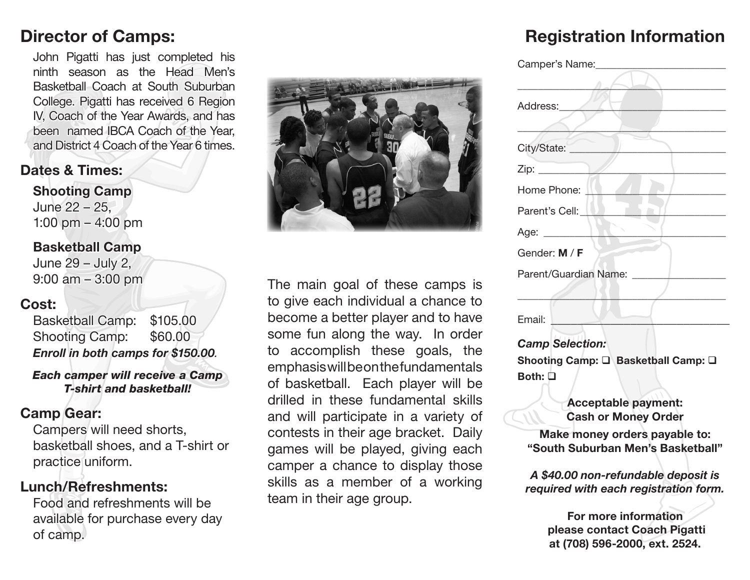## Director of Camps:

John Pigatti has just completed his ninth season as the Head Men's Basketball Coach at South Suburban College. Pigatti has received 6 Region IV, Coach of the Year Awards, and has been named IBCA Coach of the Year, and District 4 Coach of the Year 6 times.

## Dates & Times:

**Shooting Camp**
June 22 – 25,
1:00 pm – 4:00 pm

**Basketball Camp**
June 29 – July 2,
9:00 am – 3:00 pm

## Cost:

Basketball Camp: $105.00
Shooting Camp: $60.00
***Enroll in both camps for $150.00.***

***Each camper will receive a Camp T-shirt and basketball!***

## Camp Gear:

Campers will need shorts, basketball shoes, and a T-shirt or practice uniform.

## Lunch/Refreshments:

Food and refreshments will be available for purchase every day of camp.

The main goal of these camps is to give each individual a chance to become a better player and to have some fun along the way. In order to accomplish these goals, the emphasis will be on the fundamentals of basketball. Each player will be drilled in these fundamental skills and will participate in a variety of contests in their age bracket. Daily games will be played, giving each camper a chance to display those skills as a member of a working team in their age group.

## Registration Information

Camper's Name:________________________

________________________________________

Address:________________________________

________________________________________

City/State: ______________________________

Zip: ___________________________________

Home Phone: ____________________________

Parent's Cell:____________________________

Age: ___________________________________

Gender: **M** / **F**

Parent/Guardian Name: ___________________

________________________________________

Email: __________________________________

***Camp Selection:***

**Shooting Camp: ❑ Basketball Camp: ❑**
**Both: ❑**

**Acceptable payment:**
**Cash or Money Order**

**Make money orders payable to:**
**"South Suburban Men's Basketball"**

***A $40.00 non-refundable deposit is required with each registration form.***

**For more information please contact Coach Pigatti at (708) 596-2000, ext. 2524.**